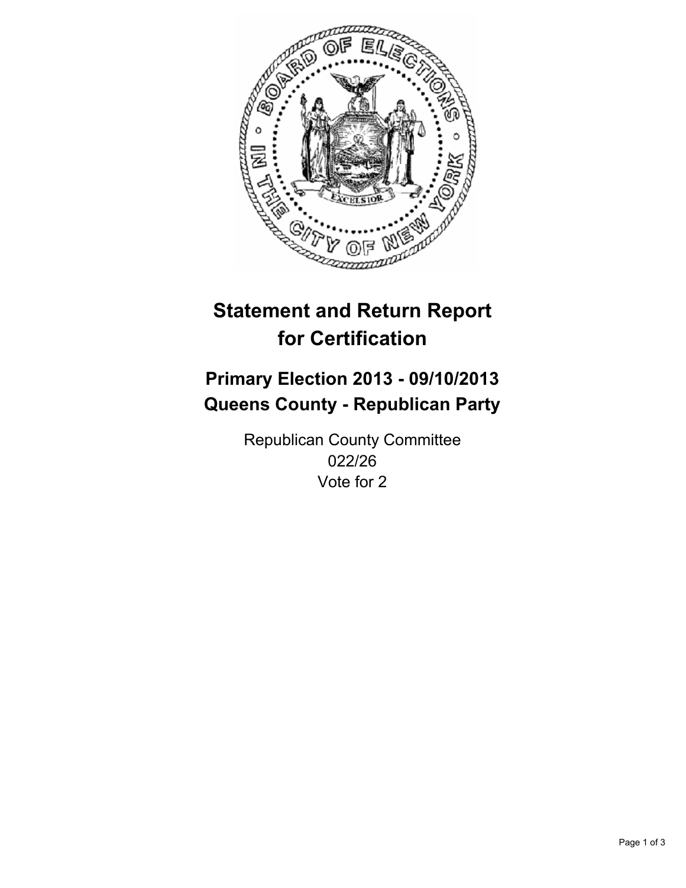# Statement and Return Report for Certification

## Primary Election 2013 - 09/10/2013
## Queens County - Republican Party

Republican County Committee
022/26
Vote for 2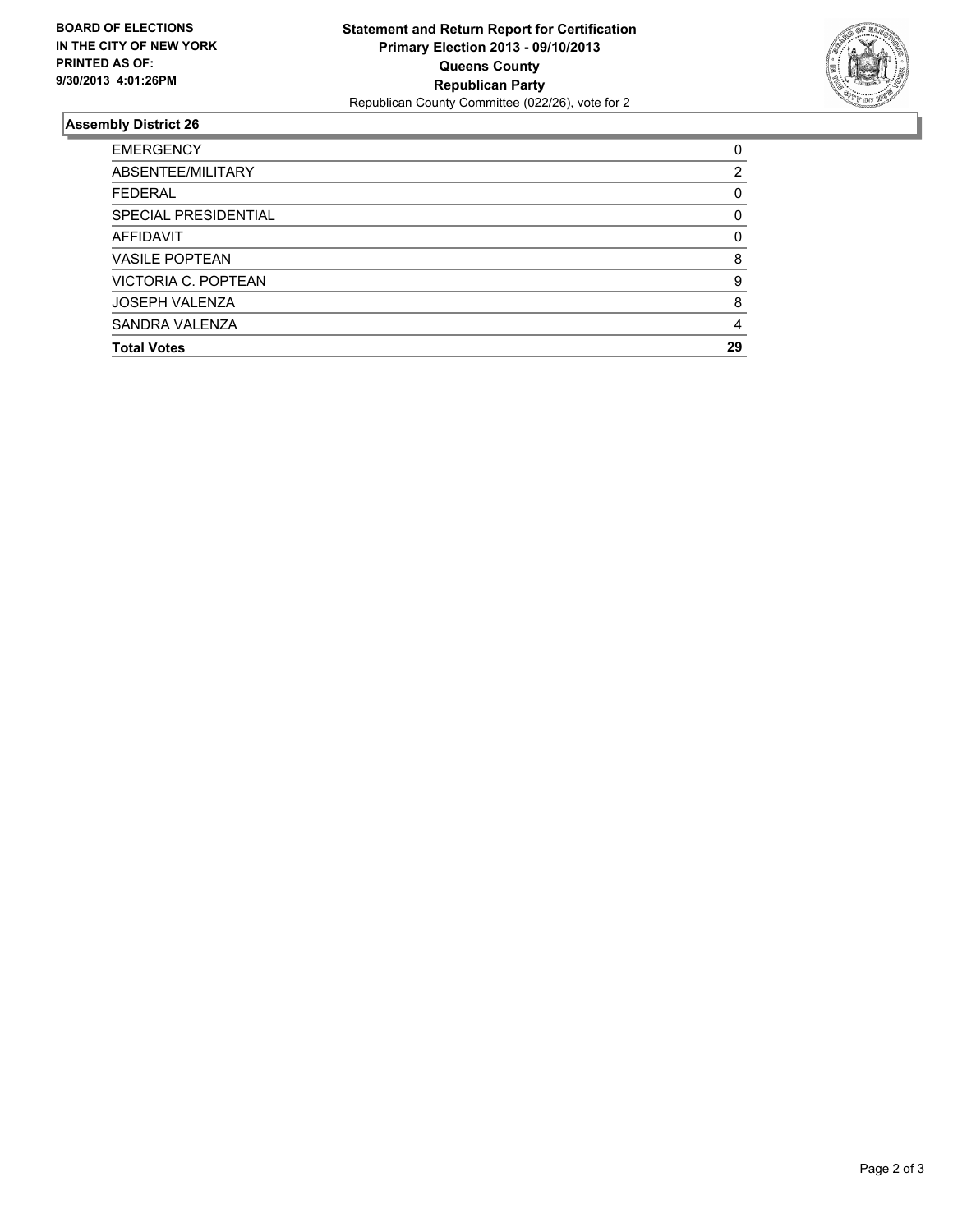**BOARD OF ELECTIONS IN THE CITY OF NEW YORK PRINTED AS OF: 9/30/2013 4:01:26PM**

**Statement and Return Report for Certification**
**Primary Election 2013 - 09/10/2013**
**Queens County**
**Republican Party**
Republican County Committee (022/26), vote for 2

## Assembly District 26

| | |
|---|---|
| EMERGENCY | 0 |
| ABSENTEE/MILITARY | 2 |
| FEDERAL | 0 |
| SPECIAL PRESIDENTIAL | 0 |
| AFFIDAVIT | 0 |
| VASILE POPTEAN | 8 |
| VICTORIA C. POPTEAN | 9 |
| JOSEPH VALENZA | 8 |
| SANDRA VALENZA | 4 |
| **Total Votes** | **29** |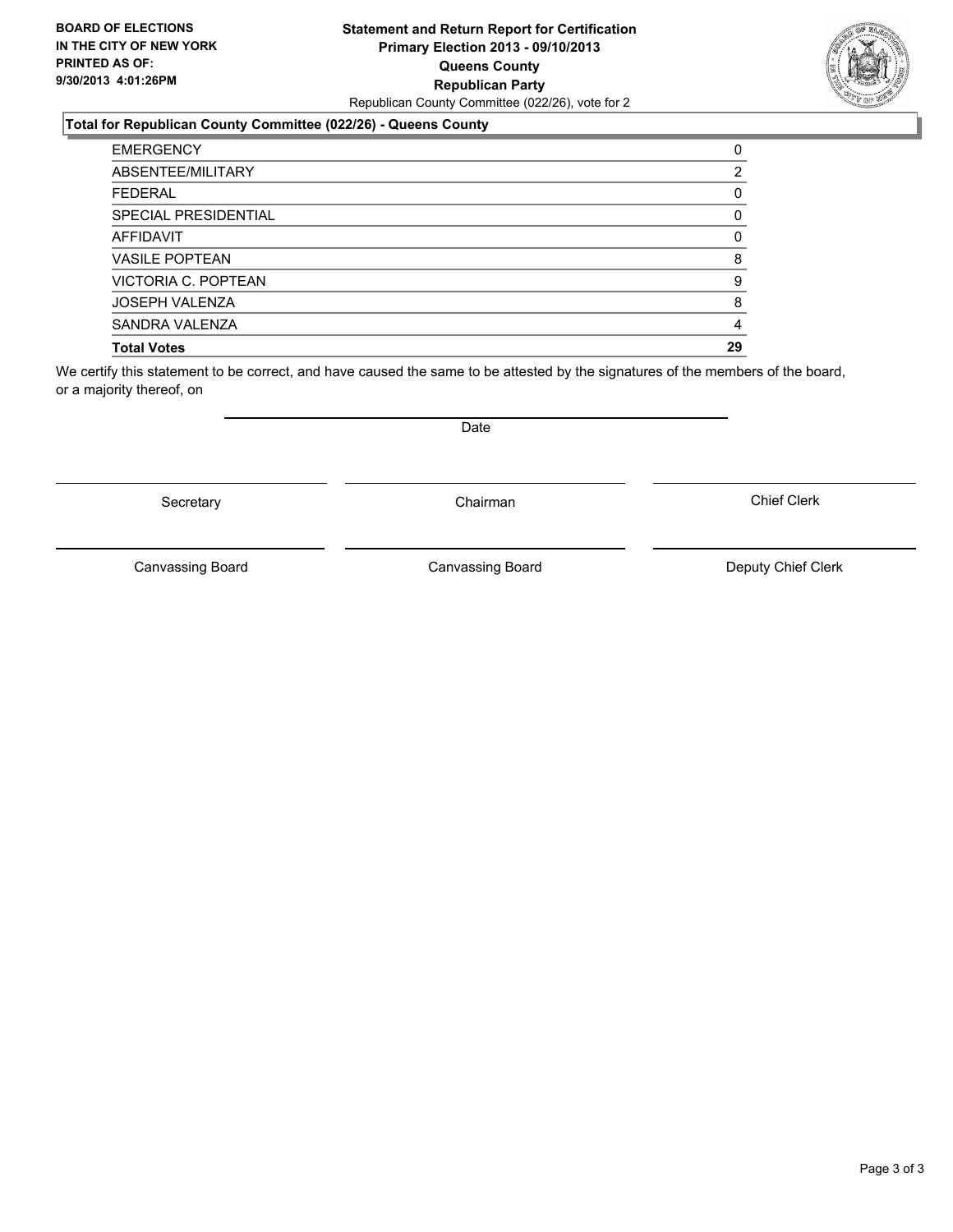**BOARD OF ELECTIONS IN THE CITY OF NEW YORK PRINTED AS OF: 9/30/2013 4:01:26PM**

**Statement and Return Report for Certification**
**Primary Election 2013 - 09/10/2013**
**Queens County**
**Republican Party**
Republican County Committee (022/26), vote for 2

**Total for Republican County Committee (022/26) - Queens County**

| | |
|---|---|
| EMERGENCY | 0 |
| ABSENTEE/MILITARY | 2 |
| FEDERAL | 0 |
| SPECIAL PRESIDENTIAL | 0 |
| AFFIDAVIT | 0 |
| VASILE POPTEAN | 8 |
| VICTORIA C. POPTEAN | 9 |
| JOSEPH VALENZA | 8 |
| SANDRA VALENZA | 4 |
| **Total Votes** | **29** |

We certify this statement to be correct, and have caused the same to be attested by the signatures of the members of the board, or a majority thereof, on

Date

Secretary | Chairman | Chief Clerk

Canvassing Board | Canvassing Board | Deputy Chief Clerk